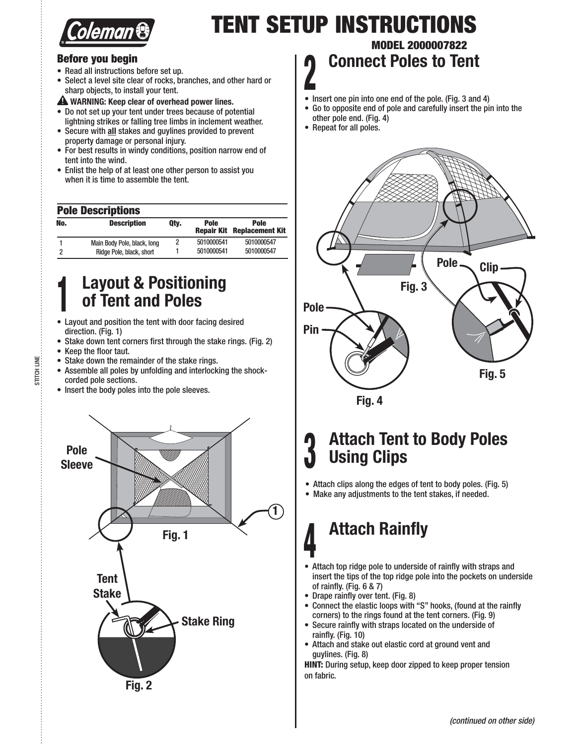# TENT SETUP INSTRUCTIONS

**MODEL 2000007822**

### Before you begin

- Read all instructions before set up.
- Select a level site clear of rocks, branches, and other hard or sharp objects, to install your tent.

⚠ **WARNING: Keep clear of overhead power lines.**

- Do not set up your tent under trees because of potential lightning strikes or falling tree limbs in inclement weather.
- Secure with **all** stakes and guylines provided to prevent property damage or personal injury.
- For best results in windy conditions, position narrow end of tent into the wind.
- Enlist the help of at least one other person to assist you when it is time to assemble the tent.

### Pole Descriptions

| No. | Description | Qty. | Pole Repair Kit | Pole Replacement Kit |
|---|---|---|---|---|
| 1 | Main Body Pole, black, long | 2 | 5010000541 | 5010000547 |
| 2 | Ridge Pole, black, short | 1 | 5010000541 | 5010000547 |

## 1 Layout & Positioning of Tent and Poles

- Layout and position the tent with door facing desired direction. (Fig. 1)
- Stake down tent corners first through the stake rings. (Fig. 2)
- Keep the floor taut.
- Stake down the remainder of the stake rings.
- Assemble all poles by unfolding and interlocking the shock-corded pole sections.
- Insert the body poles into the pole sleeves.

Pole Sleeve

1

Fig. 1

Tent Stake

Stake Ring

Fig. 2

## 2 Connect Poles to Tent

- Insert one pin into one end of the pole. (Fig. 3 and 4)
- Go to opposite end of pole and carefully insert the pin into the other pole end. (Fig. 4)
- Repeat for all poles.

Pole

Clip

Fig. 3

Pole

Pin

Fig. 5

Fig. 4

## 3 Attach Tent to Body Poles Using Clips

- Attach clips along the edges of tent to body poles. (Fig. 5)
- Make any adjustments to the tent stakes, if needed.

## 4 Attach Rainfly

- Attach top ridge pole to underside of rainfly with straps and insert the tips of the top ridge pole into the pockets on underside of rainfly. (Fig. 6 & 7)
- Drape rainfly over tent. (Fig. 8)
- Connect the elastic loops with "S" hooks, (found at the rainfly corners) to the rings found at the tent corners. (Fig. 9)
- Secure rainfly with straps located on the underside of rainfly. (Fig. 10)
- Attach and stake out elastic cord at ground vent and guylines. (Fig. 8)

**HINT:** During setup, keep door zipped to keep proper tension on fabric.

*(continued on other side)*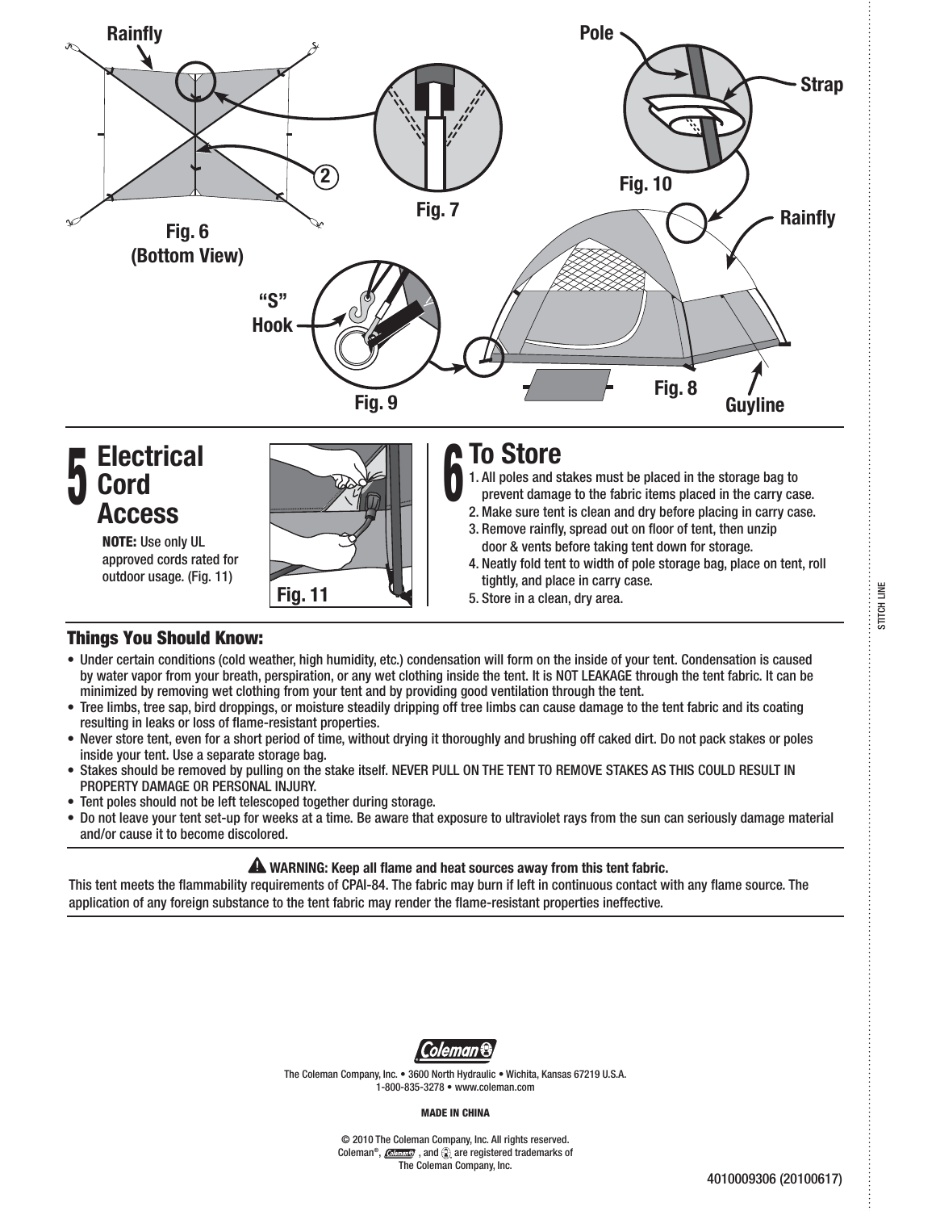Rainfly

Pole

Strap

Fig. 7

Fig. 10

Rainfly

Fig. 6
(Bottom View)

"S"
Hook

Fig. 9

Fig. 8

Guyline

## 5 Electrical Cord Access

**NOTE:** Use only UL approved cords rated for outdoor usage. (Fig. 11)

Fig. 11

## 6 To Store

1. All poles and stakes must be placed in the storage bag to prevent damage to the fabric items placed in the carry case.
2. Make sure tent is clean and dry before placing in carry case.
3. Remove rainfly, spread out on floor of tent, then unzip door & vents before taking tent down for storage.
4. Neatly fold tent to width of pole storage bag, place on tent, roll tightly, and place in carry case.
5. Store in a clean, dry area.

### Things You Should Know:

- Under certain conditions (cold weather, high humidity, etc.) condensation will form on the inside of your tent. Condensation is caused by water vapor from your breath, perspiration, or any wet clothing inside the tent. It is NOT LEAKAGE through the tent fabric. It can be minimized by removing wet clothing from your tent and by providing good ventilation through the tent.
- Tree limbs, tree sap, bird droppings, or moisture steadily dripping off tree limbs can cause damage to the tent fabric and its coating resulting in leaks or loss of flame-resistant properties.
- Never store tent, even for a short period of time, without drying it thoroughly and brushing off caked dirt. Do not pack stakes or poles inside your tent. Use a separate storage bag.
- Stakes should be removed by pulling on the stake itself. NEVER PULL ON THE TENT TO REMOVE STAKES AS THIS COULD RESULT IN PROPERTY DAMAGE OR PERSONAL INJURY.
- Tent poles should not be left telescoped together during storage.
- Do not leave your tent set-up for weeks at a time. Be aware that exposure to ultraviolet rays from the sun can seriously damage material and/or cause it to become discolored.

**⚠ WARNING: Keep all flame and heat sources away from this tent fabric.**

This tent meets the flammability requirements of CPAI-84. The fabric may burn if left in continuous contact with any flame source. The application of any foreign substance to the tent fabric may render the flame-resistant properties ineffective.

Coleman

The Coleman Company, Inc. • 3600 North Hydraulic • Wichita, Kansas 67219 U.S.A.
1-800-835-3278 • www.coleman.com

**MADE IN CHINA**

© 2010 The Coleman Company, Inc. All rights reserved.
Coleman®, Coleman, and are registered trademarks of The Coleman Company, Inc.

4010009306 (20100617)